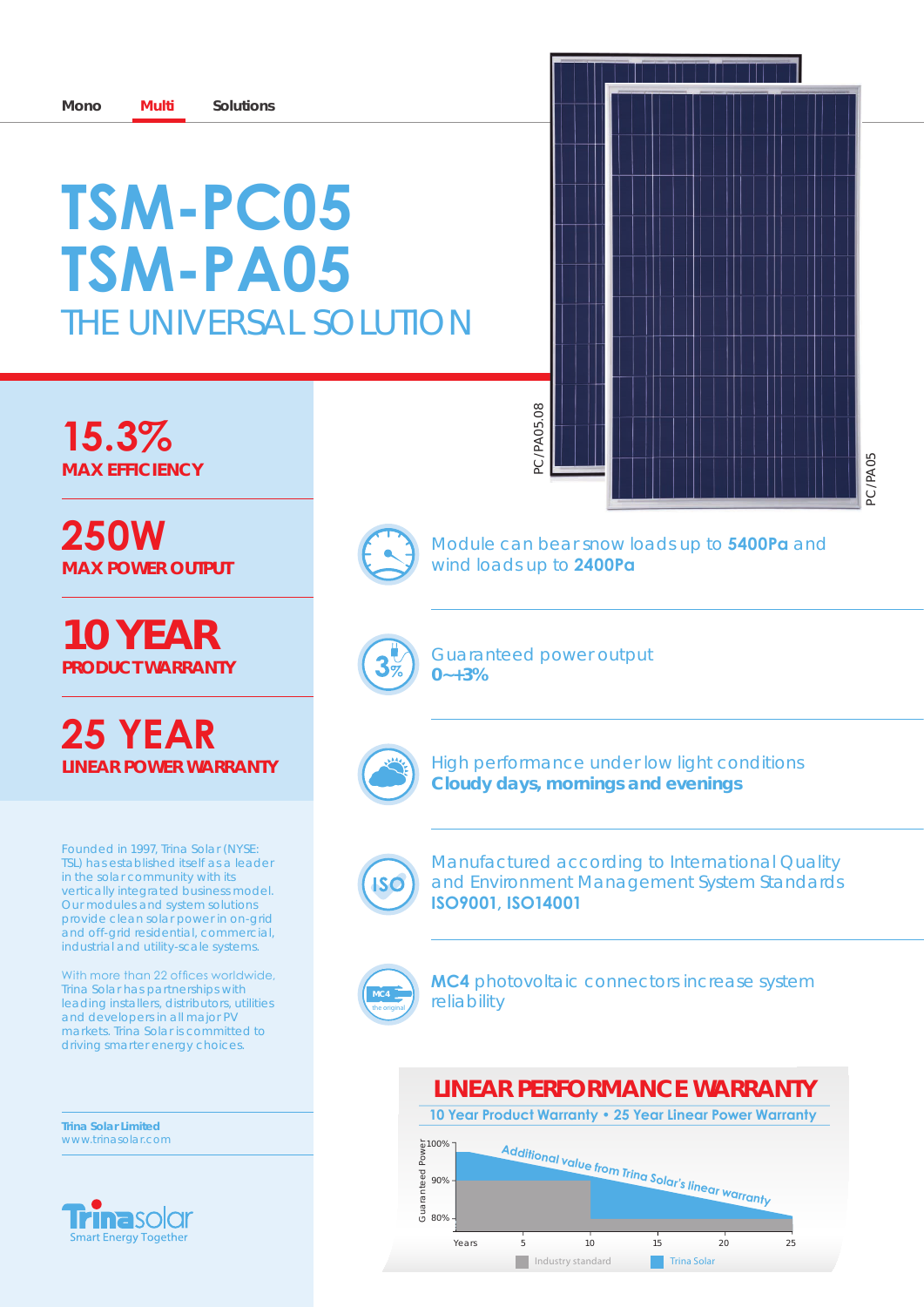Mono | Multi | Solutions

# TSM-PC05
# TSM-PA05
## THE UNIVERSAL SOLUTION

**15.3%**
**MAX EFFICIENCY**

**250W**
**MAX POWER OUTPUT**

**10 YEAR**
**PRODUCT WARRANTY**

**25 YEAR**
**LINEAR POWER WARRANTY**

Founded in 1997, Trina Solar (NYSE: TSL) has established itself as a leader in the solar community with its vertically integrated business model. Our modules and system solutions provide clean solar power in on-grid and off-grid residential, commercial, industrial and utility-scale systems.

With more than 22 offices worldwide, Trina Solar has partnerships with leading installers, distributors, utilities and developers in all major PV markets. Trina Solar is committed to driving smarter energy choices.

**Trina Solar Limited**
www.trinasolar.com

Trinasolar
Smart Energy Together

PC/PA05.08

PC/PA05

Module can bear snow loads up to **5400Pa** and wind loads up to **2400Pa**

Guaranteed power output
**0~+3%**

High performance under low light conditions
**Cloudy days, mornings and evenings**

Manufactured according to International Quality and Environment Management System Standards
**ISO9001, ISO14001**

**MC4** photovoltaic connectors increase system reliability

## LINEAR PERFORMANCE WARRANTY

10 Year Product Warranty • 25 Year Linear Power Warranty

Guaranteed Power: 100%, 90%, 80%

Additional value from Trina Solar's linear warranty

Years: 5, 10, 15, 20, 25

Industry standard | Trina Solar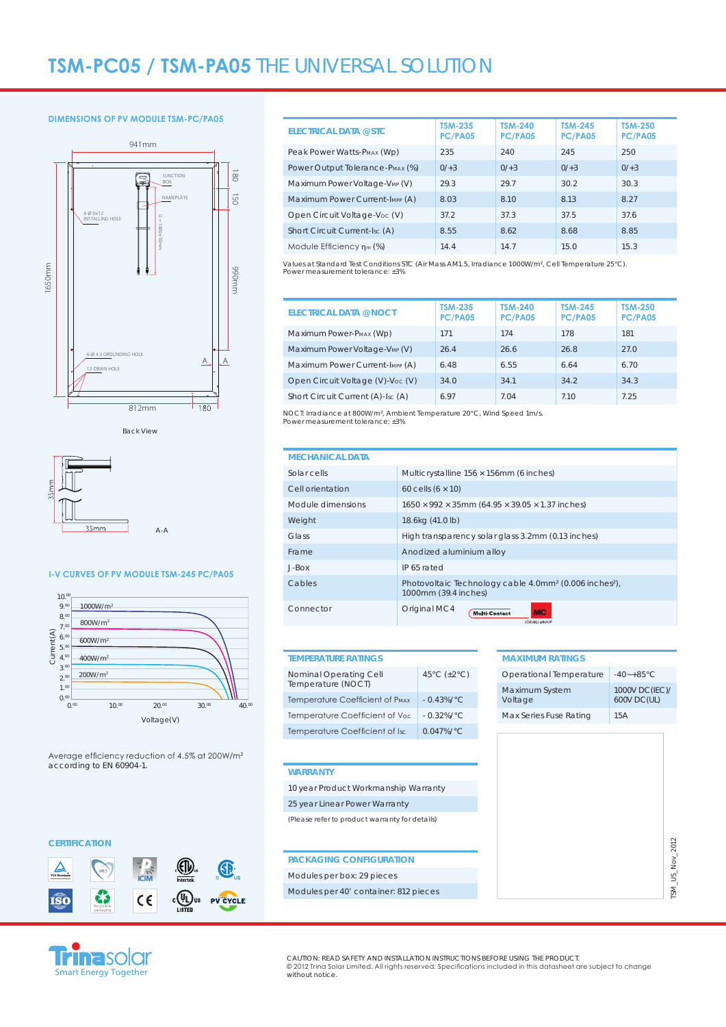# TSM-PC05 / TSM-PA05 THE UNIVERSAL SOLUTION

## DIMENSIONS OF PV MODULE TSM-PC/PA05

941mm

JUNCTION BOX

NAMEPLATE

4-Ø 9x12 INSTALLING HOLE

6-Ø 4.3 GROUNDING HOLE

12-DRAIN HOLE

1650mm

990mm

180

150

812mm

180

A A

Back View

35mm

35mm

A-A

## I-V CURVES OF PV MODULE TSM-245 PC/PA05

Current(A)

Voltage(V)

10.00, 9.00, 8.00, 7.00, 6.00, 5.00, 4.00, 3.00, 2.00, 1.00, 0.00

0.00, 10.00, 20.00, 30.00, 40.00

1000W/m²

800W/m²

600W/m²

400W/m²

200W/m²

Average efficiency reduction of 4.5% at 200W/m² according to EN 60904-1.

## CERTIFICATION

| ELECTRICAL DATA @STC | TSM-235 PC/PA05 | TSM-240 PC/PA05 | TSM-245 PC/PA05 | TSM-250 PC/PA05 |
|---|---|---|---|---|
| Peak Power Watts-$P_{MAX}$ (Wp) | 235 | 240 | 245 | 250 |
| Power Output Tolerance-$P_{MAX}$ (%) | 0/+3 | 0/+3 | 0/+3 | 0/+3 |
| Maximum Power Voltage-$V_{MP}$ (V) | 29.3 | 29.7 | 30.2 | 30.3 |
| Maximum Power Current-$I_{MPP}$ (A) | 8.03 | 8.10 | 8.13 | 8.27 |
| Open Circuit Voltage-$V_{OC}$ (V) | 37.2 | 37.3 | 37.5 | 37.6 |
| Short Circuit Current-$I_{SC}$ (A) | 8.55 | 8.62 | 8.68 | 8.85 |
| Module Efficiency $\eta_m$ (%) | 14.4 | 14.7 | 15.0 | 15.3 |

Values at Standard Test Conditions STC (Air Mass AM1.5, Irradiance 1000W/m², Cell Temperature 25°C).
Power measurement tolerance: ±3%

| ELECTRICAL DATA @NOCT | TSM-235 PC/PA05 | TSM-240 PC/PA05 | TSM-245 PC/PA05 | TSM-250 PC/PA05 |
|---|---|---|---|---|
| Maximum Power-$P_{MAX}$ (Wp) | 171 | 174 | 178 | 181 |
| Maximum Power Voltage-$V_{MP}$ (V) | 26.4 | 26.6 | 26.8 | 27.0 |
| Maximum Power Current-$I_{MPP}$ (A) | 6.48 | 6.55 | 6.64 | 6.70 |
| Open Circuit Voltage (V)-$V_{OC}$ (V) | 34.0 | 34.1 | 34.2 | 34.3 |
| Short Circuit Current (A)-$I_{SC}$ (A) | 6.97 | 7.04 | 7.10 | 7.25 |

NOCT: Irradiance at 800W/m², Ambient Temperature 20°C, Wind Speed 1m/s.
Power measurement tolerance: ±3%

| MECHANICAL DATA | |
|---|---|
| Solar cells | Multicrystalline 156 × 156mm (6 inches) |
| Cell orientation | 60 cells (6 × 10) |
| Module dimensions | 1650 × 992 × 35mm (64.95 × 39.05 × 1.37 inches) |
| Weight | 18.6kg (41.0 lb) |
| Glass | High transparency solar glass 3.2mm (0.13 inches) |
| Frame | Anodized aluminium alloy |
| J-Box | IP 65 rated |
| Cables | Photovoltaic Technology cable 4.0mm² (0.006 inches²), 1000mm (39.4 inches) |
| Connector | Original MC4 |

| TEMPERATURE RATINGS | |
|---|---|
| Nominal Operating Cell Temperature (NOCT) | 45°C (±2°C) |
| Temperature Coefficient of $P_{MAX}$ | - 0.43%/°C |
| Temperature Coefficient of $V_{OC}$ | - 0.32%/°C |
| Temperature Coefficient of $I_{SC}$ | 0.047%/°C |

| MAXIMUM RATINGS | |
|---|---|
| Operational Temperature | -40~+85°C |
| Maximum System Voltage | 1000V DC(IEC)/ 600V DC(UL) |
| Max Series Fuse Rating | 15A |

## WARRANTY

10 year Product Workmanship Warranty

25 year Linear Power Warranty

(Please refer to product warranty for details)

## PACKAGING CONFIGURATION

Modules per box: 29 pieces

Modules per 40' container: 812 pieces

TSM_US_Nov_2012

Trinasolar
Smart Energy Together

CAUTION: READ SAFETY AND INSTALLATION INSTRUCTIONS BEFORE USING THE PRODUCT.
© 2012 Trina Solar Limited. All rights reserved. Specifications included in this datasheet are subject to change without notice.